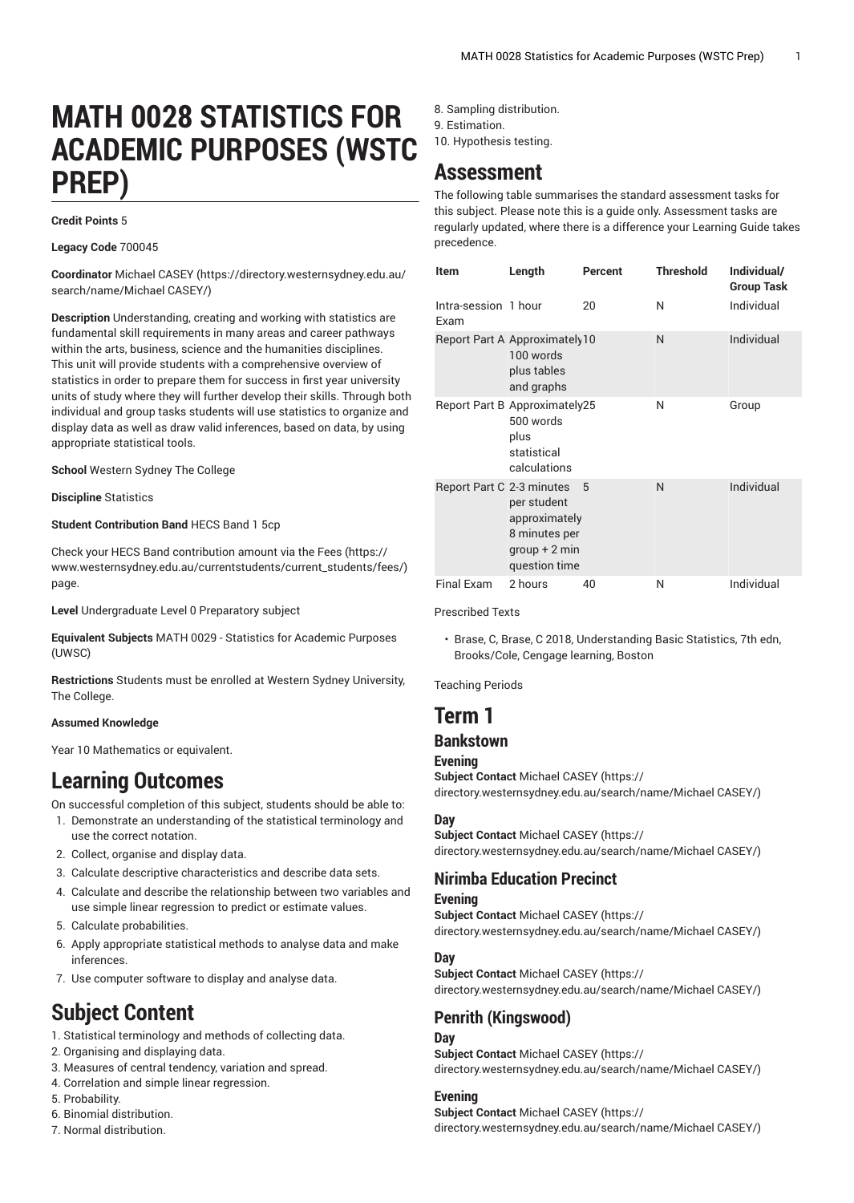# MATH 0028 STATISTICS FOR ACADEMIC PURPOSES (WSTC PREP)

**Credit Points** 5

**Legacy Code** 700045

**Coordinator** Michael CASEY (https://directory.westernsydney.edu.au/search/name/Michael CASEY/)

**Description** Understanding, creating and working with statistics are fundamental skill requirements in many areas and career pathways within the arts, business, science and the humanities disciplines. This unit will provide students with a comprehensive overview of statistics in order to prepare them for success in first year university units of study where they will further develop their skills. Through both individual and group tasks students will use statistics to organize and display data as well as draw valid inferences, based on data, by using appropriate statistical tools.

**School** Western Sydney The College

**Discipline** Statistics

**Student Contribution Band** HECS Band 1 5cp

Check your HECS Band contribution amount via the Fees (https://www.westernsydney.edu.au/currentstudents/current_students/fees/) page.

**Level** Undergraduate Level 0 Preparatory subject

**Equivalent Subjects** MATH 0029 - Statistics for Academic Purposes (UWSC)

**Restrictions** Students must be enrolled at Western Sydney University, The College.

**Assumed Knowledge**

Year 10 Mathematics or equivalent.

## Learning Outcomes

On successful completion of this subject, students should be able to:

1. Demonstrate an understanding of the statistical terminology and use the correct notation.
2. Collect, organise and display data.
3. Calculate descriptive characteristics and describe data sets.
4. Calculate and describe the relationship between two variables and use simple linear regression to predict or estimate values.
5. Calculate probabilities.
6. Apply appropriate statistical methods to analyse data and make inferences.
7. Use computer software to display and analyse data.

## Subject Content

1. Statistical terminology and methods of collecting data.
2. Organising and displaying data.
3. Measures of central tendency, variation and spread.
4. Correlation and simple linear regression.
5. Probability.
6. Binomial distribution.
7. Normal distribution.
8. Sampling distribution.
9. Estimation.
10. Hypothesis testing.

## Assessment

The following table summarises the standard assessment tasks for this subject. Please note this is a guide only. Assessment tasks are regularly updated, where there is a difference your Learning Guide takes precedence.

| Item | Length | Percent | Threshold | Individual/ Group Task |
|---|---|---|---|---|
| Intra-session Exam | 1 hour | 20 | N | Individual |
| Report Part A | Approximately 100 words plus tables and graphs | 10 | N | Individual |
| Report Part B | Approximately 500 words plus statistical calculations | 25 | N | Group |
| Report Part C | 2-3 minutes per student approximately 8 minutes per group + 2 min question time | 5 | N | Individual |
| Final Exam | 2 hours | 40 | N | Individual |

Prescribed Texts

- Brase, C, Brase, C 2018, Understanding Basic Statistics, 7th edn, Brooks/Cole, Cengage learning, Boston

Teaching Periods

# Term 1

## Bankstown

### Evening

**Subject Contact** Michael CASEY (https://directory.westernsydney.edu.au/search/name/Michael CASEY/)

### Day

**Subject Contact** Michael CASEY (https://directory.westernsydney.edu.au/search/name/Michael CASEY/)

## Nirimba Education Precinct

### Evening

**Subject Contact** Michael CASEY (https://directory.westernsydney.edu.au/search/name/Michael CASEY/)

### Day

**Subject Contact** Michael CASEY (https://directory.westernsydney.edu.au/search/name/Michael CASEY/)

## Penrith (Kingswood)

### Day

**Subject Contact** Michael CASEY (https://directory.westernsydney.edu.au/search/name/Michael CASEY/)

### Evening

**Subject Contact** Michael CASEY (https://directory.westernsydney.edu.au/search/name/Michael CASEY/)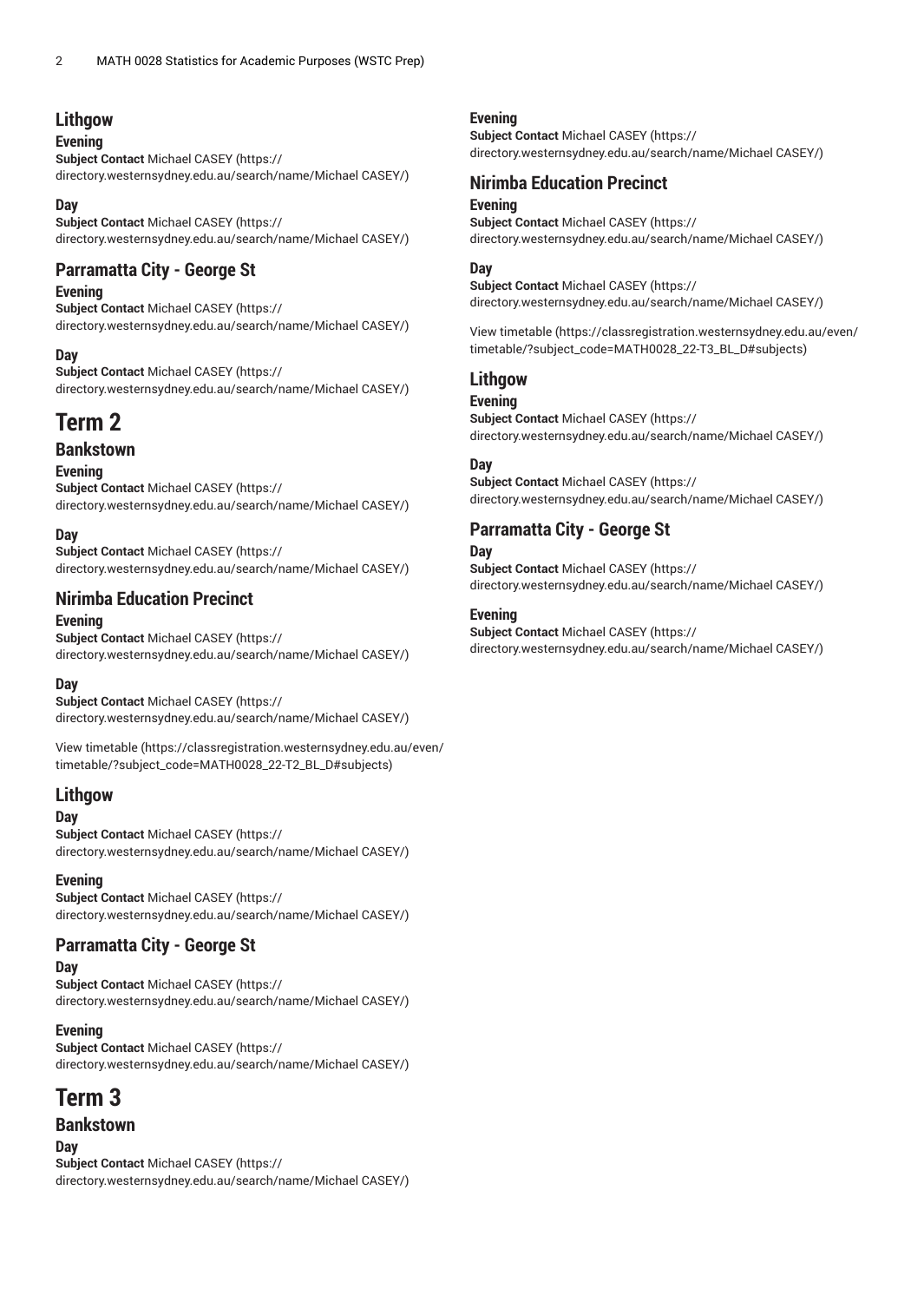## Lithgow

### Evening

**Subject Contact** Michael CASEY (https://directory.westernsydney.edu.au/search/name/Michael CASEY/)

### Day

**Subject Contact** Michael CASEY (https://directory.westernsydney.edu.au/search/name/Michael CASEY/)

## Parramatta City - George St

### Evening

**Subject Contact** Michael CASEY (https://directory.westernsydney.edu.au/search/name/Michael CASEY/)

### Day

**Subject Contact** Michael CASEY (https://directory.westernsydney.edu.au/search/name/Michael CASEY/)

# Term 2

## Bankstown

### Evening

**Subject Contact** Michael CASEY (https://directory.westernsydney.edu.au/search/name/Michael CASEY/)

### Day

**Subject Contact** Michael CASEY (https://directory.westernsydney.edu.au/search/name/Michael CASEY/)

## Nirimba Education Precinct

### Evening

**Subject Contact** Michael CASEY (https://directory.westernsydney.edu.au/search/name/Michael CASEY/)

### Day

**Subject Contact** Michael CASEY (https://directory.westernsydney.edu.au/search/name/Michael CASEY/)

View timetable (https://classregistration.westernsydney.edu.au/even/timetable/?subject_code=MATH0028_22-T2_BL_D#subjects)

## Lithgow

### Day

**Subject Contact** Michael CASEY (https://directory.westernsydney.edu.au/search/name/Michael CASEY/)

### Evening

**Subject Contact** Michael CASEY (https://directory.westernsydney.edu.au/search/name/Michael CASEY/)

## Parramatta City - George St

### Day

**Subject Contact** Michael CASEY (https://directory.westernsydney.edu.au/search/name/Michael CASEY/)

### Evening

**Subject Contact** Michael CASEY (https://directory.westernsydney.edu.au/search/name/Michael CASEY/)

# Term 3

## Bankstown

### Day

**Subject Contact** Michael CASEY (https://directory.westernsydney.edu.au/search/name/Michael CASEY/)

### Evening

**Subject Contact** Michael CASEY (https://directory.westernsydney.edu.au/search/name/Michael CASEY/)

## Nirimba Education Precinct

### Evening

**Subject Contact** Michael CASEY (https://directory.westernsydney.edu.au/search/name/Michael CASEY/)

### Day

**Subject Contact** Michael CASEY (https://directory.westernsydney.edu.au/search/name/Michael CASEY/)

View timetable (https://classregistration.westernsydney.edu.au/even/timetable/?subject_code=MATH0028_22-T3_BL_D#subjects)

## Lithgow

### Evening

**Subject Contact** Michael CASEY (https://directory.westernsydney.edu.au/search/name/Michael CASEY/)

### Day

**Subject Contact** Michael CASEY (https://directory.westernsydney.edu.au/search/name/Michael CASEY/)

## Parramatta City - George St

### Day

**Subject Contact** Michael CASEY (https://directory.westernsydney.edu.au/search/name/Michael CASEY/)

### Evening

**Subject Contact** Michael CASEY (https://directory.westernsydney.edu.au/search/name/Michael CASEY/)